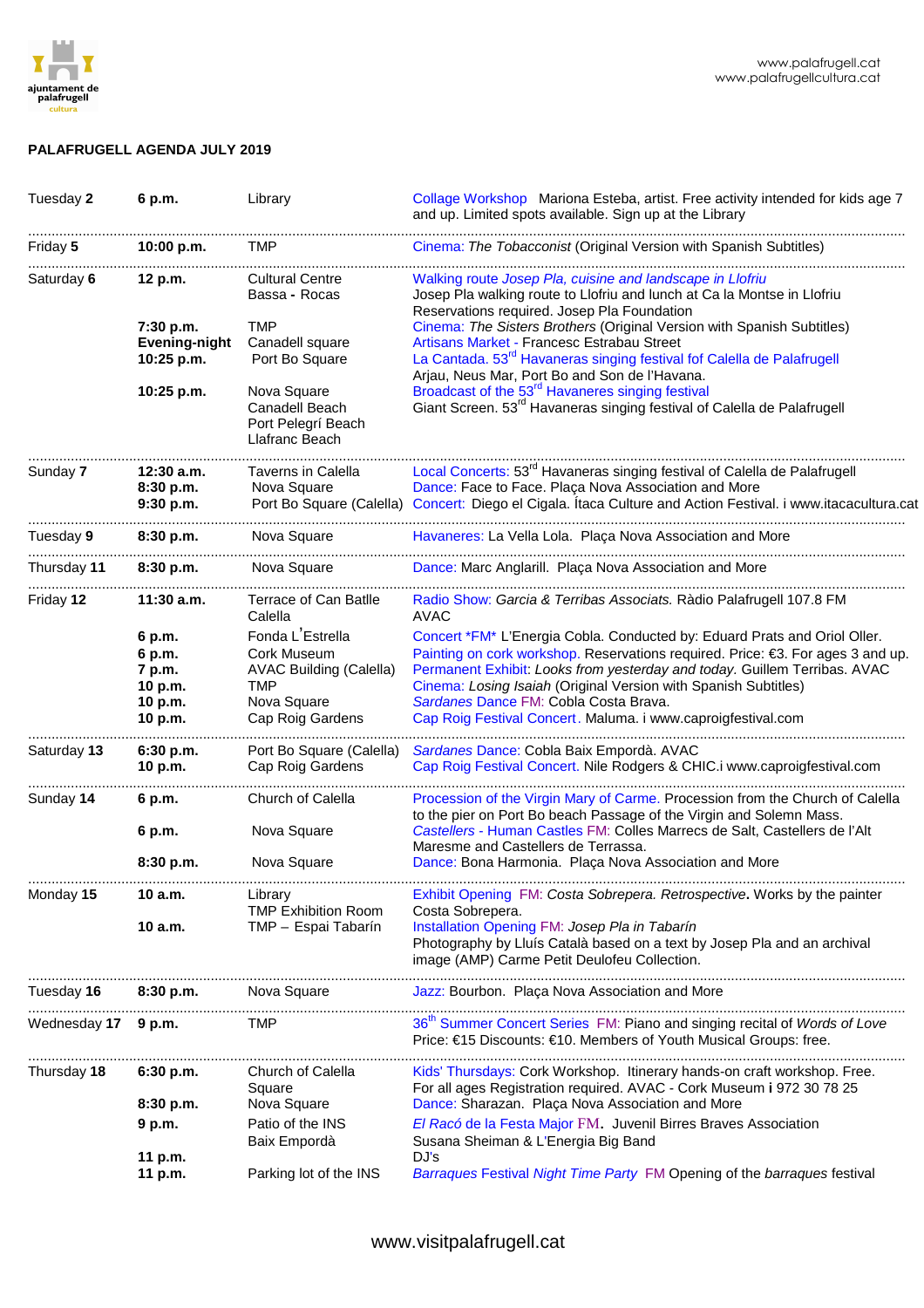www.palafrugell.cat
www.palafrugellcultura.cat

**PALAFRUGELL AGENDA JULY 2019**

| Date | Time | Place | Event |
|---|---|---|---|
| Tuesday **2** | **6 p.m.** | Library | Collage Workshop Mariona Esteba, artist. Free activity intended for kids age 7 and up. Limited spots available. Sign up at the Library |
| Friday **5** | **10:00 p.m.** | TMP | Cinema: *The Tobacconist* (Original Version with Spanish Subtitles) |
| Saturday **6** | **12 p.m.** | Cultural Centre Bassa - Rocas | Walking route *Josep Pla, cuisine and landscape in Llofriu* Josep Pla walking route to Llofriu and lunch at Ca la Montse in Llofriu Reservations required. Josep Pla Foundation |
| | **7:30 p.m.** | TMP | Cinema: *The Sisters Brothers* (Original Version with Spanish Subtitles) |
| | **Evening-night** | Canadell square | Artisans Market - Francesc Estrabau Street |
| | **10:25 p.m.** | Port Bo Square | La Cantada. 53rd Havaneras singing festival fof Calella de Palafrugell Arjau, Neus Mar, Port Bo and Son de l'Havana. |
| | **10:25 p.m.** | Nova Square Canadell Beach Port Pelegrí Beach Llafranc Beach | Broadcast of the 53rd Havaneres singing festival Giant Screen. 53rd Havaneras singing festival of Calella de Palafrugell |
| Sunday **7** | **12:30 a.m.** | Taverns in Calella | Local Concerts: 53rd Havaneras singing festival of Calella de Palafrugell |
| | **8:30 p.m.** | Nova Square | Dance: Face to Face. Plaça Nova Association and More |
| | **9:30 p.m.** | Port Bo Square (Calella) | Concert: Diego el Cigala. Ítaca Culture and Action Festival. i www.itacacultura.cat |
| Tuesday **9** | **8:30 p.m.** | Nova Square | Havaneres: La Vella Lola. Plaça Nova Association and More |
| Thursday **11** | **8:30 p.m.** | Nova Square | Dance: Marc Anglarill. Plaça Nova Association and More |
| Friday **12** | **11:30 a.m.** | Terrace of Can Batlle Calella | Radio Show: *Garcia & Terribas Associats.* Ràdio Palafrugell 107.8 FM AVAC |
| | **6 p.m.** | Fonda L'Estrella | Concert *FM* L'Energia Cobla. Conducted by: Eduard Prats and Oriol Oller. |
| | **6 p.m.** | Cork Museum | Painting on cork workshop. Reservations required. Price: €3. For ages 3 and up. |
| | **7 p.m.** | AVAC Building (Calella) | Permanent Exhibit: *Looks from yesterday and today.* Guillem Terribas. AVAC |
| | **10 p.m.** | TMP | Cinema: *Losing Isaiah* (Original Version with Spanish Subtitles) |
| | **10 p.m.** | Nova Square | *Sardanes* Dance FM: Cobla Costa Brava. |
| | **10 p.m.** | Cap Roig Gardens | Cap Roig Festival Concert. Maluma. i www.caproigfestival.com |
| Saturday **13** | **6:30 p.m.** | Port Bo Square (Calella) | *Sardanes* Dance: Cobla Baix Empordà. AVAC |
| | **10 p.m.** | Cap Roig Gardens | Cap Roig Festival Concert. Nile Rodgers & CHIC.i www.caproigfestival.com |
| Sunday **14** | **6 p.m.** | Church of Calella | Procession of the Virgin Mary of Carme. Procession from the Church of Calella to the pier on Port Bo beach Passage of the Virgin and Solemn Mass. |
| | **6 p.m.** | Nova Square | *Castellers* - Human Castles FM: Colles Marrecs de Salt, Castellers de l'Alt Maresme and Castellers de Terrassa. |
| | **8:30 p.m.** | Nova Square | Dance: Bona Harmonia. Plaça Nova Association and More |
| Monday **15** | **10 a.m.** | Library TMP Exhibition Room | Exhibit Opening FM: *Costa Sobrepera. Retrospective***.** Works by the painter Costa Sobrepera. |
| | **10 a.m.** | TMP – Espai Tabarín | Installation Opening FM: *Josep Pla in Tabarín* Photography by Lluís Català based on a text by Josep Pla and an archival image (AMP) Carme Petit Deulofeu Collection. |
| Tuesday **16** | **8:30 p.m.** | Nova Square | Jazz: Bourbon. Plaça Nova Association and More |
| Wednesday **17** | **9 p.m.** | TMP | 36th Summer Concert Series FM: Piano and singing recital of *Words of Love* Price: €15 Discounts: €10. Members of Youth Musical Groups: free. |
| Thursday **18** | **6:30 p.m.** | Church of Calella Square | Kids' Thursdays: Cork Workshop. Itinerary hands-on craft workshop. Free. For all ages Registration required. AVAC - Cork Museum **i** 972 30 78 25 |
| | **8:30 p.m.** | Nova Square | Dance: Sharazan. Plaça Nova Association and More |
| | **9 p.m.** | Patio of the INS Baix Empordà | *El Racó* de la Festa Major FM**.** Juvenil Birres Braves Association Susana Sheiman & L'Energia Big Band |
| | **11 p.m.** | | DJ's |
| | **11 p.m.** | Parking lot of the INS | *Barraques* Festival *Night Time Party* FM Opening of the *barraques* festival |

www.visitpalafrugell.cat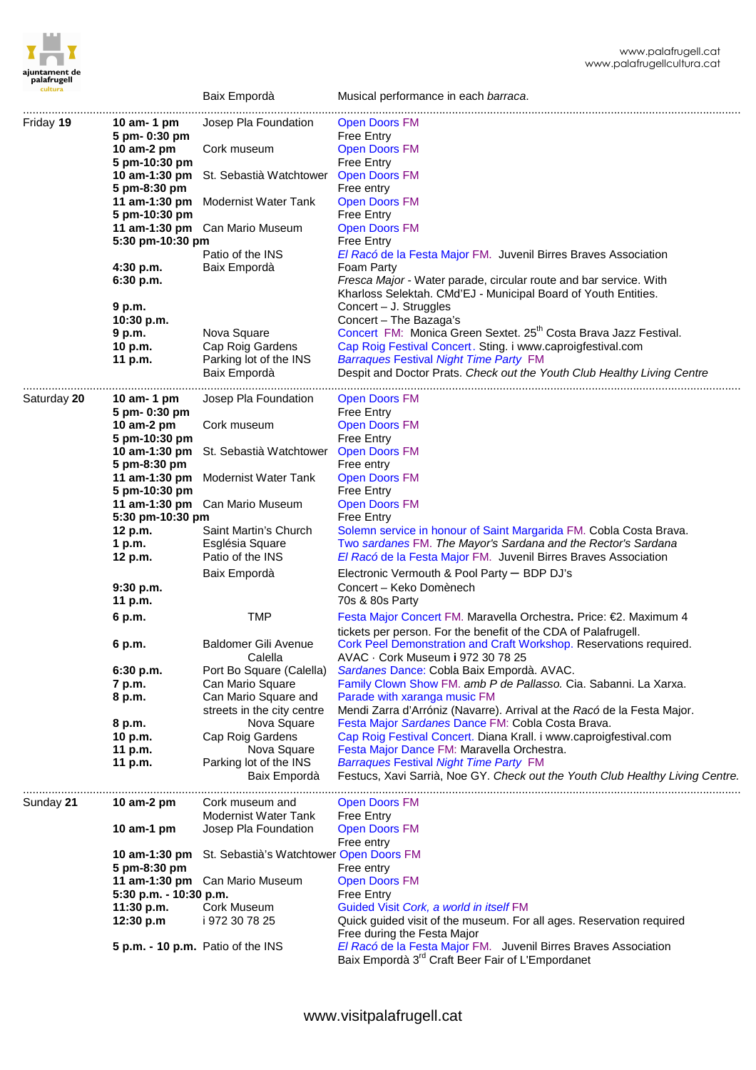| | | Baix Empordà | Musical performance in each *barraca*. |
|---|---|---|---|
| Friday **19** | **10 am- 1 pm** | Josep Pla Foundation | Open Doors FM |
| | **5 pm- 0:30 pm** | | Free Entry |
| | **10 am-2 pm** | Cork museum | Open Doors FM |
| | **5 pm-10:30 pm** | | Free Entry |
| | **10 am-1:30 pm** | St. Sebastià Watchtower | Open Doors FM |
| | **5 pm-8:30 pm** | | Free entry |
| | **11 am-1:30 pm** | Modernist Water Tank | Open Doors FM |
| | **5 pm-10:30 pm** | | Free Entry |
| | **11 am-1:30 pm** | Can Mario Museum | Open Doors FM |
| | **5:30 pm-10:30 pm** | | Free Entry |
| | | Patio of the INS | *El Racó* de la Festa Major FM. Juvenil Birres Braves Association |
| | **4:30 p.m.** | Baix Empordà | Foam Party |
| | **6:30 p.m.** | | *Fresca Major* - Water parade, circular route and bar service. With Kharloss Selektah. CMd'EJ - Municipal Board of Youth Entities. |
| | **9 p.m.** | | Concert – J. Struggles |
| | **10:30 p.m.** | | Concert – The Bazaga's |
| | **9 p.m.** | Nova Square | Concert FM: Monica Green Sextet. 25th Costa Brava Jazz Festival. |
| | **10 p.m.** | Cap Roig Gardens | Cap Roig Festival Concert. Sting. i www.caproigfestival.com |
| | **11 p.m.** | Parking lot of the INS Baix Empordà | *Barraques* Festival *Night Time Party* FM Despit and Doctor Prats. *Check out the Youth Club Healthy Living Centre* |
| Saturday **20** | **10 am- 1 pm** | Josep Pla Foundation | Open Doors FM |
| | **5 pm- 0:30 pm** | | Free Entry |
| | **10 am-2 pm** | Cork museum | Open Doors FM |
| | **5 pm-10:30 pm** | | Free Entry |
| | **10 am-1:30 pm** | St. Sebastià Watchtower | Open Doors FM |
| | **5 pm-8:30 pm** | | Free entry |
| | **11 am-1:30 pm** | Modernist Water Tank | Open Doors FM |
| | **5 pm-10:30 pm** | | Free Entry |
| | **11 am-1:30 pm** | Can Mario Museum | Open Doors FM |
| | **5:30 pm-10:30 pm** | | Free Entry |
| | **12 p.m.** | Saint Martin's Church | Solemn service in honour of Saint Margarida FM. Cobla Costa Brava. |
| | **1 p.m.** | Església Square | Two *sardanes* FM. *The Mayor's Sardana and the Rector's Sardana* |
| | **12 p.m.** | Patio of the INS | *El Racó* de la Festa Major FM. Juvenil Birres Braves Association |
| | | Baix Empordà | Electronic Vermouth & Pool Party – BDP DJ's |
| | **9:30 p.m.** | | Concert – Keko Domènech |
| | **11 p.m.** | | 70s & 80s Party |
| | **6 p.m.** | TMP | Festa Major Concert FM. Maravella Orchestra**.** Price: €2. Maximum 4 tickets per person. For the benefit of the CDA of Palafrugell. |
| | **6 p.m.** | Baldomer Gili Avenue Calella | Cork Peel Demonstration and Craft Workshop. Reservations required. AVAC · Cork Museum **i** 972 30 78 25 |
| | **6:30 p.m.** | Port Bo Square (Calella) | *Sardanes* Dance: Cobla Baix Empordà. AVAC. |
| | **7 p.m.** | Can Mario Square | Family Clown Show FM. *amb P de Pallasso.* Cia. Sabanni. La Xarxa. |
| | **8 p.m.** | Can Mario Square and streets in the city centre | Parade with xaranga music FM Mendi Zarra d'Arróniz (Navarre). Arrival at the *Racó* de la Festa Major. |
| | **8 p.m.** | Nova Square | Festa Major *Sardanes* Dance FM: Cobla Costa Brava. |
| | **10 p.m.** | Cap Roig Gardens | Cap Roig Festival Concert. Diana Krall. i www.caproigfestival.com |
| | **11 p.m.** | Nova Square | Festa Major Dance FM: Maravella Orchestra. |
| | **11 p.m.** | Parking lot of the INS Baix Empordà | *Barraques* Festival *Night Time Party* FM Festucs, Xavi Sarrià, Noe GY. *Check out the Youth Club Healthy Living Centre.* |
| Sunday **21** | **10 am-2 pm** | Cork museum and Modernist Water Tank | Open Doors FM Free Entry |
| | **10 am-1 pm** | Josep Pla Foundation | Open Doors FM Free entry |
| | **10 am-1:30 pm** | St. Sebastià's Watchtower | Open Doors FM |
| | **5 pm-8:30 pm** | | Free entry |
| | **11 am-1:30 pm** | Can Mario Museum | Open Doors FM |
| | **5:30 p.m. - 10:30 p.m.** | | Free Entry |
| | **11:30 p.m.** | Cork Museum | Guided Visit *Cork, a world in itself* FM |
| | **12:30 p.m** | i 972 30 78 25 | Quick guided visit of the museum. For all ages. Reservation required Free during the Festa Major |
| | **5 p.m. - 10 p.m.** | Patio of the INS Baix Empordà | *El Racó* de la Festa Major FM. Juvenil Birres Braves Association 3rd Craft Beer Fair of L'Empordanet |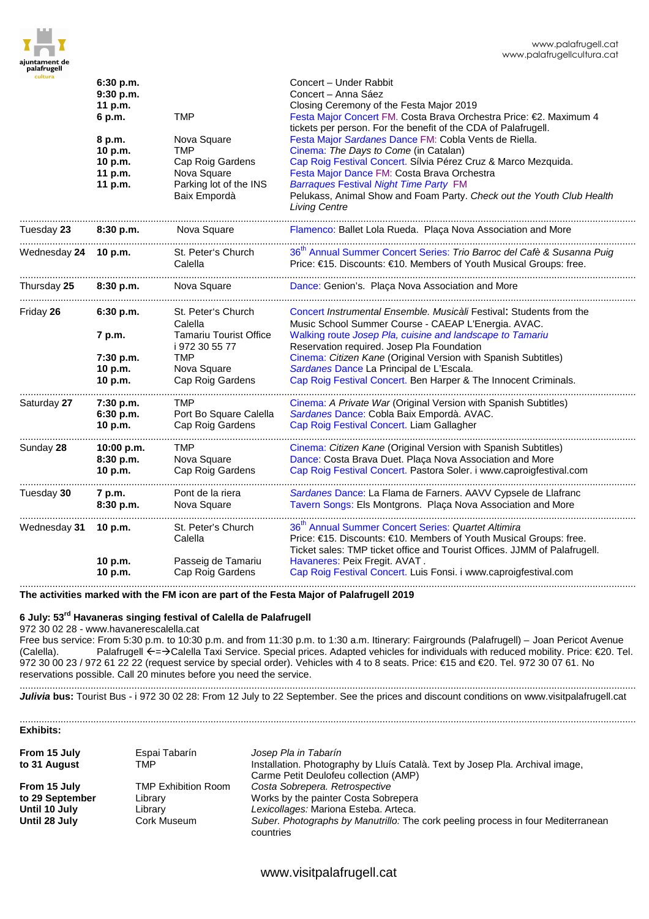| | Time | Place | Event |
|---|---|---|---|
| | **6:30 p.m.** | | Concert – Under Rabbit |
| | **9:30 p.m.** | | Concert – Anna Sáez |
| | **11 p.m.** | | Closing Ceremony of the Festa Major 2019 |
| | **6 p.m.** | TMP | Festa Major Concert FM. Costa Brava Orchestra Price: €2. Maximum 4 tickets per person. For the benefit of the CDA of Palafrugell. |
| | **8 p.m.** | Nova Square | Festa Major *Sardanes* Dance FM: Cobla Vents de Riella. |
| | **10 p.m.** | TMP | Cinema: *The Days to Come* (in Catalan) |
| | **10 p.m.** | Cap Roig Gardens | Cap Roig Festival Concert. Sílvia Pérez Cruz & Marco Mezquida. |
| | **11 p.m.** | Nova Square | Festa Major Dance FM: Costa Brava Orchestra |
| | **11 p.m.** | Parking lot of the INS Baix Empordà | *Barraques* Festival *Night Time Party* FM Pelukass, Animal Show and Foam Party. *Check out the Youth Club Health Living Centre* |
| Tuesday **23** | **8:30 p.m.** | Nova Square | Flamenco: Ballet Lola Rueda. Plaça Nova Association and More |
| Wednesday **24** | **10 p.m.** | St. Peter's Church Calella | 36th Annual Summer Concert Series: *Trio Barroc del Cafè & Susanna Puig* Price: €15. Discounts: €10. Members of Youth Musical Groups: free. |
| Thursday **25** | **8:30 p.m.** | Nova Square | Dance: Genion's. Plaça Nova Association and More |
| Friday **26** | **6:30 p.m.** | St. Peter's Church Calella | Concert *Instrumental Ensemble. Musicàli* Festival: Students from the Music School Summer Course - CAEAP L'Energia. AVAC. |
| | **7 p.m.** | Tamariu Tourist Office i 972 30 55 77 | Walking route *Josep Pla, cuisine and landscape to Tamariu* Reservation required. Josep Pla Foundation |
| | **7:30 p.m.** | TMP | Cinema: *Citizen Kane* (Original Version with Spanish Subtitles) |
| | **10 p.m.** | Nova Square | *Sardanes* Dance La Principal de L'Escala. |
| | **10 p.m.** | Cap Roig Gardens | Cap Roig Festival Concert. Ben Harper & The Innocent Criminals. |
| Saturday **27** | **7:30 p.m.** | TMP | Cinema: *A Private War* (Original Version with Spanish Subtitles) |
| | **6:30 p.m.** | Port Bo Square Calella | *Sardanes* Dance: Cobla Baix Empordà. AVAC. |
| | **10 p.m.** | Cap Roig Gardens | Cap Roig Festival Concert. Liam Gallagher |
| Sunday **28** | **10:00 p.m.** | TMP | Cinema: *Citizen Kane* (Original Version with Spanish Subtitles) |
| | **8:30 p.m.** | Nova Square | Dance: Costa Brava Duet. Plaça Nova Association and More |
| | **10 p.m.** | Cap Roig Gardens | Cap Roig Festival Concert. Pastora Soler. i www.caproigfestival.com |
| Tuesday **30** | **7 p.m.** | Pont de la riera | *Sardanes* Dance: La Flama de Farners. AAVV Cypsele de Llafranc |
| | **8:30 p.m.** | Nova Square | Tavern Songs: Els Montgrons. Plaça Nova Association and More |
| Wednesday **31** | **10 p.m.** | St. Peter's Church Calella | 36th Annual Summer Concert Series: *Quartet Altimira* Price: €15. Discounts: €10. Members of Youth Musical Groups: free. Ticket sales: TMP ticket office and Tourist Offices. JJMM of Palafrugell. |
| | **10 p.m.** | Passeig de Tamariu | Havaneres: Peix Fregit. AVAT . |
| | **10 p.m.** | Cap Roig Gardens | Cap Roig Festival Concert. Luis Fonsi. i www.caproigfestival.com |

**The activities marked with the FM icon are part of the Festa Major of Palafrugell 2019**

**6 July: 53rd Havaneras singing festival of Calella de Palafrugell**
972 30 02 28 - www.havanerescalella.cat
Free bus service: From 5:30 p.m. to 10:30 p.m. and from 11:30 p.m. to 1:30 a.m. Itinerary: Fairgrounds (Palafrugell) – Joan Pericot Avenue (Calella). Palafrugell ←=→Calella Taxi Service. Special prices. Adapted vehicles for individuals with reduced mobility. Price: €20. Tel. 972 30 00 23 / 972 61 22 22 (request service by special order). Vehicles with 4 to 8 seats. Price: €15 and €20. Tel. 972 30 07 61. No reservations possible. Call 20 minutes before you need the service.

***Julivia* bus:** Tourist Bus - i 972 30 02 28: From 12 July to 22 September. See the prices and discount conditions on www.visitpalafrugell.cat

**Exhibits:**

| Dates | Place | Exhibit |
|---|---|---|
| **From 15 July to 31 August** | Espai Tabarín TMP | *Josep Pla in Tabarín* Installation. Photography by Lluís Català. Text by Josep Pla. Archival image, Carme Petit Deulofeu collection (AMP) |
| **From 15 July to 29 September** | TMP Exhibition Room Library | *Costa Sobrepera. Retrospective* Works by the painter Costa Sobrepera |
| **Until 10 July** | Library | *Lexicollages:* Mariona Esteba. Arteca. |
| **Until 28 July** | Cork Museum | *Suber. Photographs by Manutrillo:* The cork peeling process in four Mediterranean countries |

www.visitpalafrugell.cat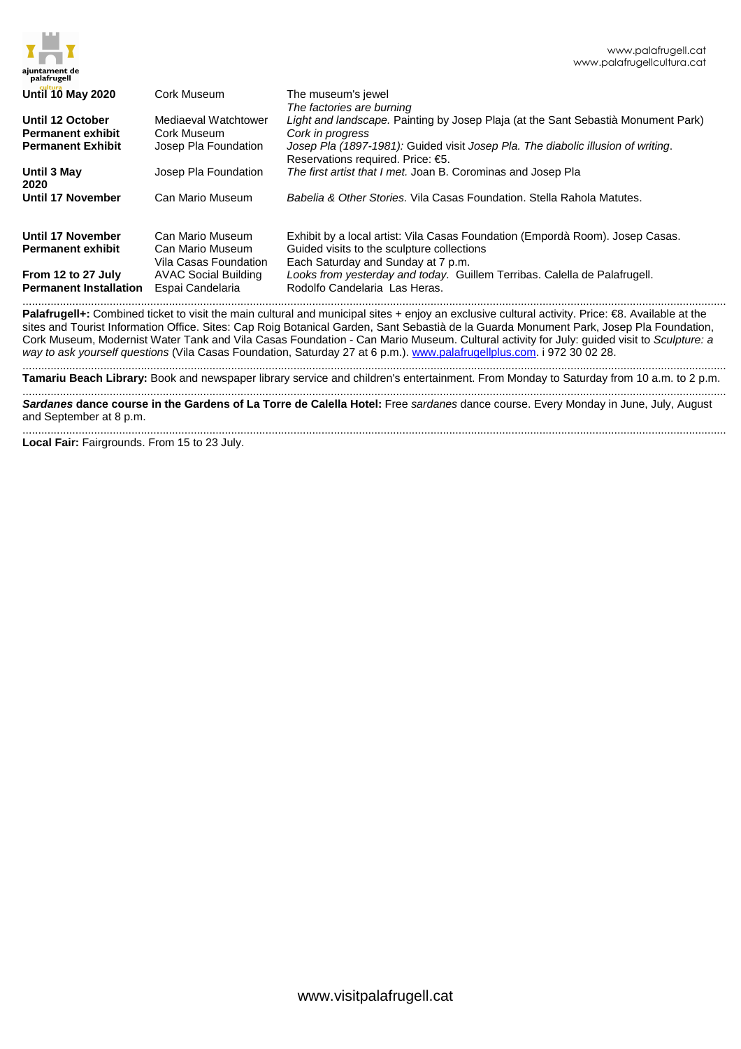| | | |
|---|---|---|
| **Until 10 May 2020** | Cork Museum | The museum's jewel<br>*The factories are burning* |
| **Until 12 October** | Mediaeval Watchtower | *Light and landscape.* Painting by Josep Plaja (at the Sant Sebastià Monument Park) |
| **Permanent exhibit** | Cork Museum | *Cork in progress* |
| **Permanent Exhibit** | Josep Pla Foundation | *Josep Pla (1897-1981):* Guided visit *Josep Pla. The diabolic illusion of writing*. Reservations required. Price: €5. |
| **Until 3 May 2020** | Josep Pla Foundation | *The first artist that I met.* Joan B. Corominas and Josep Pla |
| **Until 17 November** | Can Mario Museum | *Babelia & Other Stories.* Vila Casas Foundation. Stella Rahola Matutes. |
| **Until 17 November** | Can Mario Museum | Exhibit by a local artist: Vila Casas Foundation (Empordà Room). Josep Casas. |
| **Permanent exhibit** | Can Mario Museum<br>Vila Casas Foundation | Guided visits to the sculpture collections<br>Each Saturday and Sunday at 7 p.m. |
| **From 12 to 27 July** | AVAC Social Building | *Looks from yesterday and today.* Guillem Terribas. Calella de Palafrugell. |
| **Permanent Installation** | Espai Candelaria | Rodolfo Candelaria Las Heras. |

**Palafrugell+:** Combined ticket to visit the main cultural and municipal sites + enjoy an exclusive cultural activity. Price: €8. Available at the sites and Tourist Information Office. Sites: Cap Roig Botanical Garden, Sant Sebastià de la Guarda Monument Park, Josep Pla Foundation, Cork Museum, Modernist Water Tank and Vila Casas Foundation - Can Mario Museum. Cultural activity for July: guided visit to *Sculpture: a way to ask yourself questions* (Vila Casas Foundation, Saturday 27 at 6 p.m.). www.palafrugellplus.com. i 972 30 02 28.

**Tamariu Beach Library:** Book and newspaper library service and children's entertainment. From Monday to Saturday from 10 a.m. to 2 p.m.

***Sardanes* dance course in the Gardens of La Torre de Calella Hotel:** Free *sardanes* dance course. Every Monday in June, July, August and September at 8 p.m.

**Local Fair:** Fairgrounds. From 15 to 23 July.